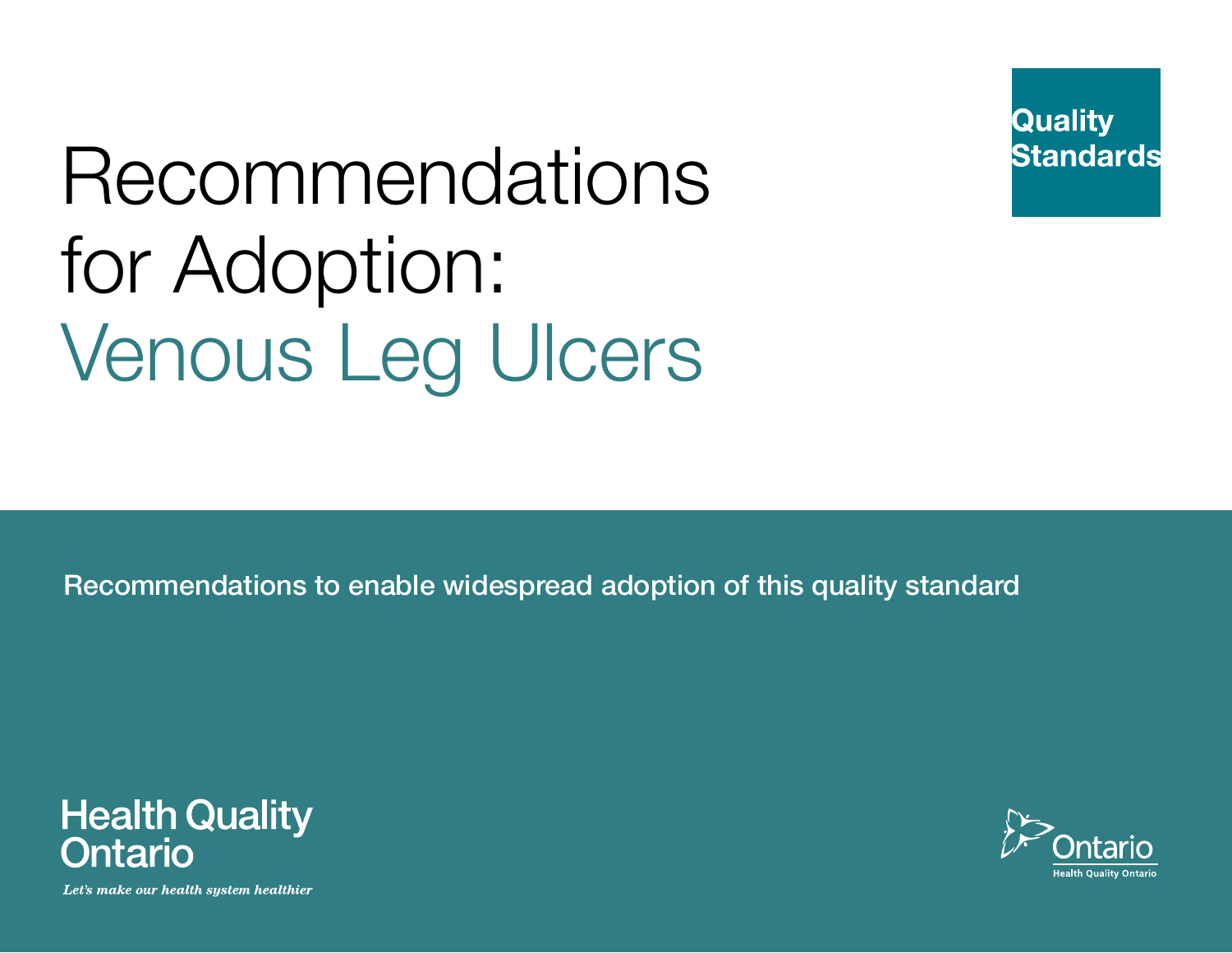Quality Standards

# Recommendations for Adoption: Venous Leg Ulcers

Recommendations to enable widespread adoption of this quality standard

Health Quality Ontario

*Let's make our health system healthier*

Ontario

Health Quality Ontario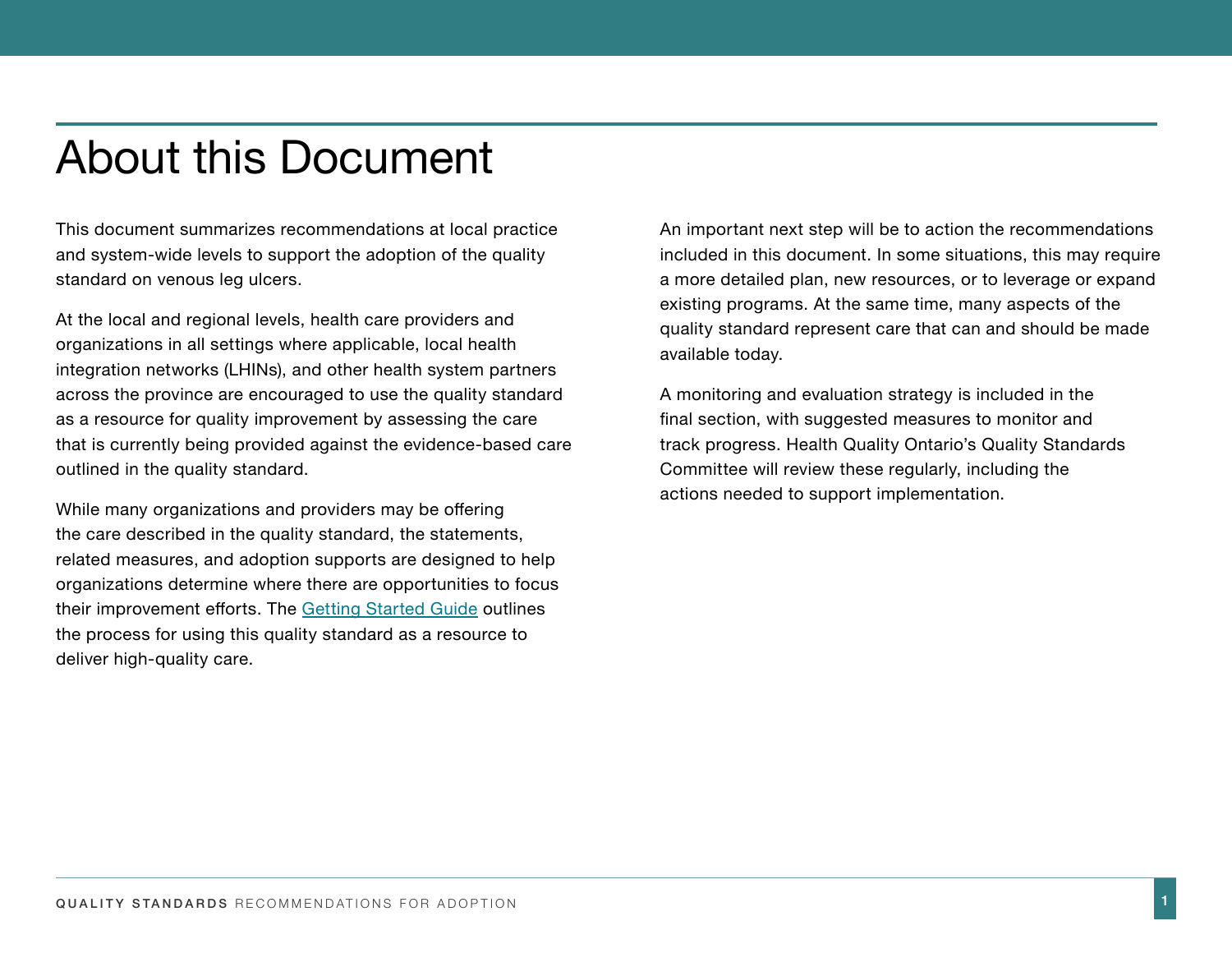# About this Document

This document summarizes recommendations at local practice and system-wide levels to support the adoption of the quality standard on venous leg ulcers.

At the local and regional levels, health care providers and organizations in all settings where applicable, local health integration networks (LHINs), and other health system partners across the province are encouraged to use the quality standard as a resource for quality improvement by assessing the care that is currently being provided against the evidence-based care outlined in the quality standard.

While many organizations and providers may be offering the care described in the quality standard, the statements, related measures, and adoption supports are designed to help organizations determine where there are opportunities to focus their improvement efforts. The Getting Started Guide outlines the process for using this quality standard as a resource to deliver high-quality care.

An important next step will be to action the recommendations included in this document. In some situations, this may require a more detailed plan, new resources, or to leverage or expand existing programs. At the same time, many aspects of the quality standard represent care that can and should be made available today.

A monitoring and evaluation strategy is included in the final section, with suggested measures to monitor and track progress. Health Quality Ontario's Quality Standards Committee will review these regularly, including the actions needed to support implementation.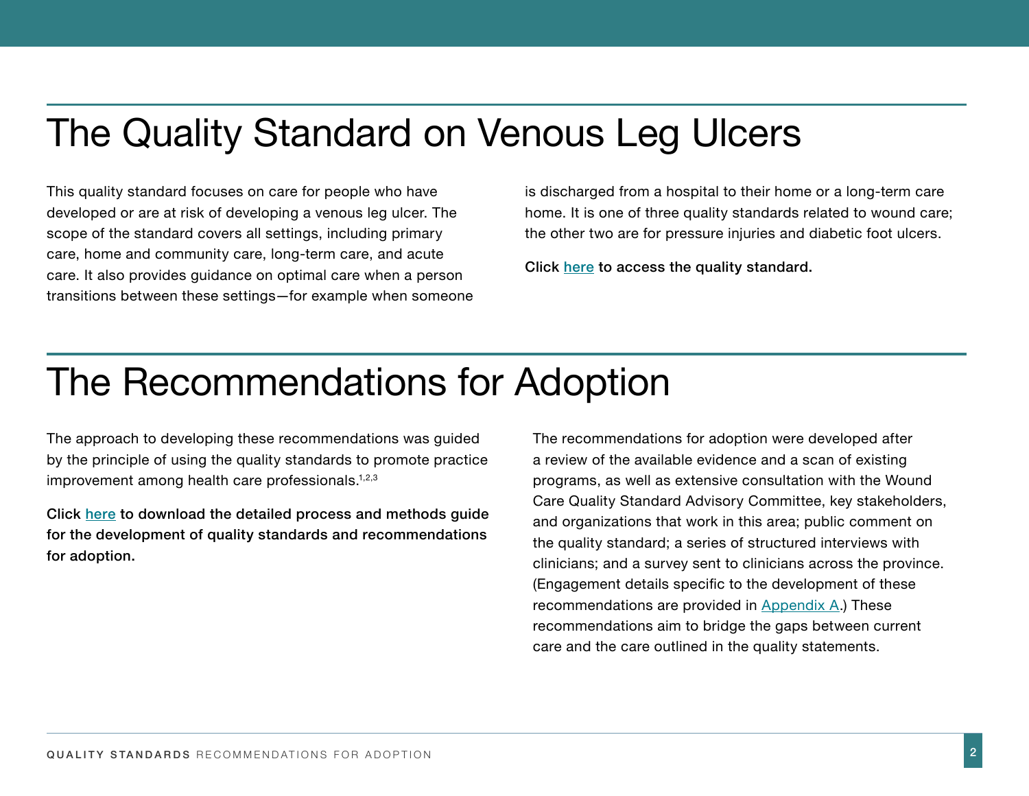# The Quality Standard on Venous Leg Ulcers

This quality standard focuses on care for people who have developed or are at risk of developing a venous leg ulcer. The scope of the standard covers all settings, including primary care, home and community care, long-term care, and acute care. It also provides guidance on optimal care when a person transitions between these settings—for example when someone is discharged from a hospital to their home or a long-term care home. It is one of three quality standards related to wound care; the other two are for pressure injuries and diabetic foot ulcers.

**Click here to access the quality standard.**

# The Recommendations for Adoption

The approach to developing these recommendations was guided by the principle of using the quality standards to promote practice improvement among health care professionals.[1,2,3]

**Click here to download the detailed process and methods guide for the development of quality standards and recommendations for adoption.**

The recommendations for adoption were developed after a review of the available evidence and a scan of existing programs, as well as extensive consultation with the Wound Care Quality Standard Advisory Committee, key stakeholders, and organizations that work in this area; public comment on the quality standard; a series of structured interviews with clinicians; and a survey sent to clinicians across the province. (Engagement details specific to the development of these recommendations are provided in Appendix A.) These recommendations aim to bridge the gaps between current care and the care outlined in the quality statements.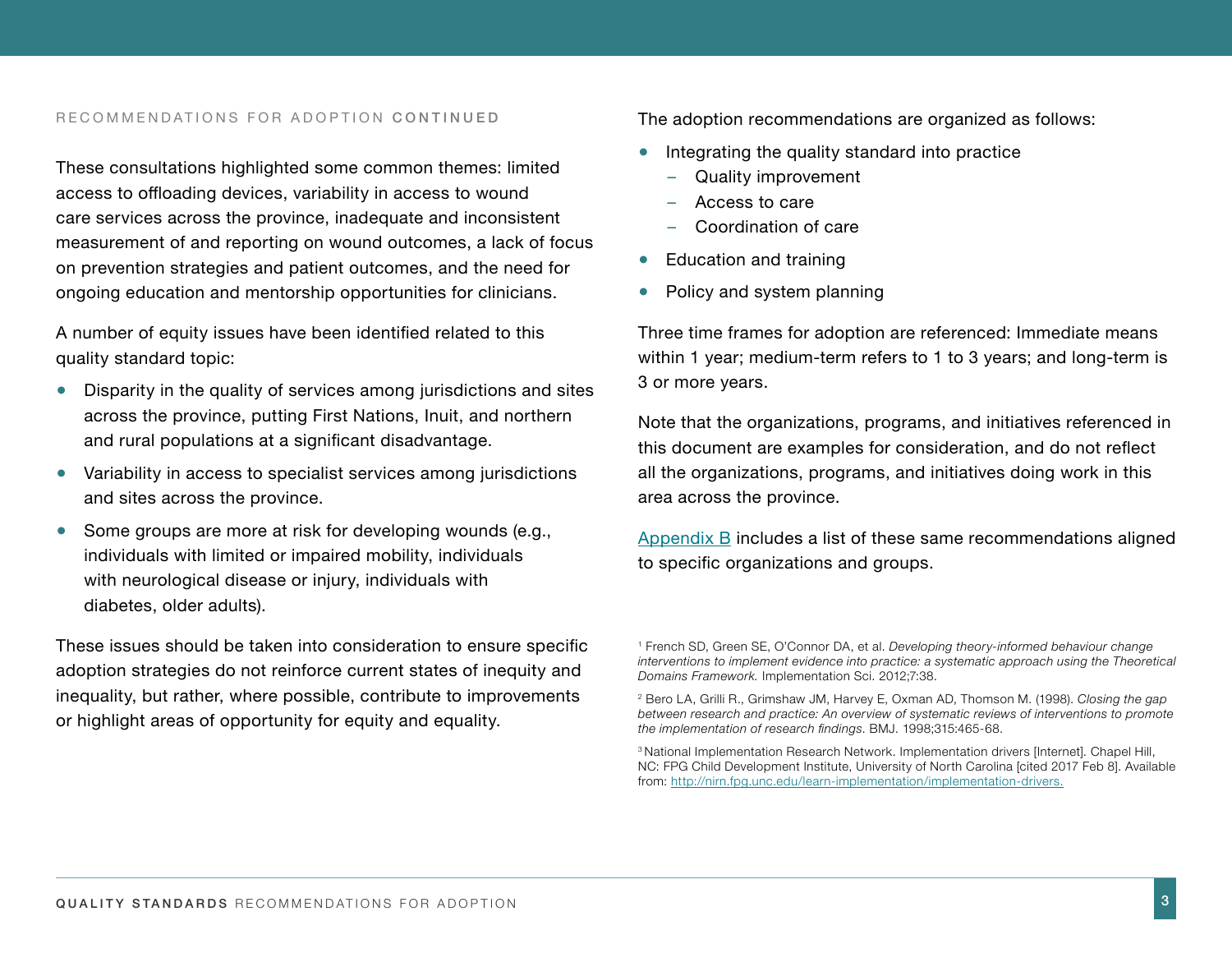RECOMMENDATIONS FOR ADOPTION **CONTINUED**

These consultations highlighted some common themes: limited access to offloading devices, variability in access to wound care services across the province, inadequate and inconsistent measurement of and reporting on wound outcomes, a lack of focus on prevention strategies and patient outcomes, and the need for ongoing education and mentorship opportunities for clinicians.

A number of equity issues have been identified related to this quality standard topic:

- Disparity in the quality of services among jurisdictions and sites across the province, putting First Nations, Inuit, and northern and rural populations at a significant disadvantage.
- Variability in access to specialist services among jurisdictions and sites across the province.
- Some groups are more at risk for developing wounds (e.g., individuals with limited or impaired mobility, individuals with neurological disease or injury, individuals with diabetes, older adults).

These issues should be taken into consideration to ensure specific adoption strategies do not reinforce current states of inequity and inequality, but rather, where possible, contribute to improvements or highlight areas of opportunity for equity and equality.

The adoption recommendations are organized as follows:

- Integrating the quality standard into practice
  - Quality improvement
  - Access to care
  - Coordination of care
- Education and training
- Policy and system planning

Three time frames for adoption are referenced: Immediate means within 1 year; medium-term refers to 1 to 3 years; and long-term is 3 or more years.

Note that the organizations, programs, and initiatives referenced in this document are examples for consideration, and do not reflect all the organizations, programs, and initiatives doing work in this area across the province.

[Appendix B](#) includes a list of these same recommendations aligned to specific organizations and groups.

[1] French SD, Green SE, O'Connor DA, et al. *Developing theory-informed behaviour change interventions to implement evidence into practice: a systematic approach using the Theoretical Domains Framework.* Implementation Sci. 2012;7:38.

[2] Bero LA, Grilli R., Grimshaw JM, Harvey E, Oxman AD, Thomson M. (1998). *Closing the gap between research and practice: An overview of systematic reviews of interventions to promote the implementation of research findings.* BMJ. 1998;315:465-68.

[3] National Implementation Research Network. Implementation drivers [Internet]. Chapel Hill, NC: FPG Child Development Institute, University of North Carolina [cited 2017 Feb 8]. Available from: http://nirn.fpg.unc.edu/learn-implementation/implementation-drivers.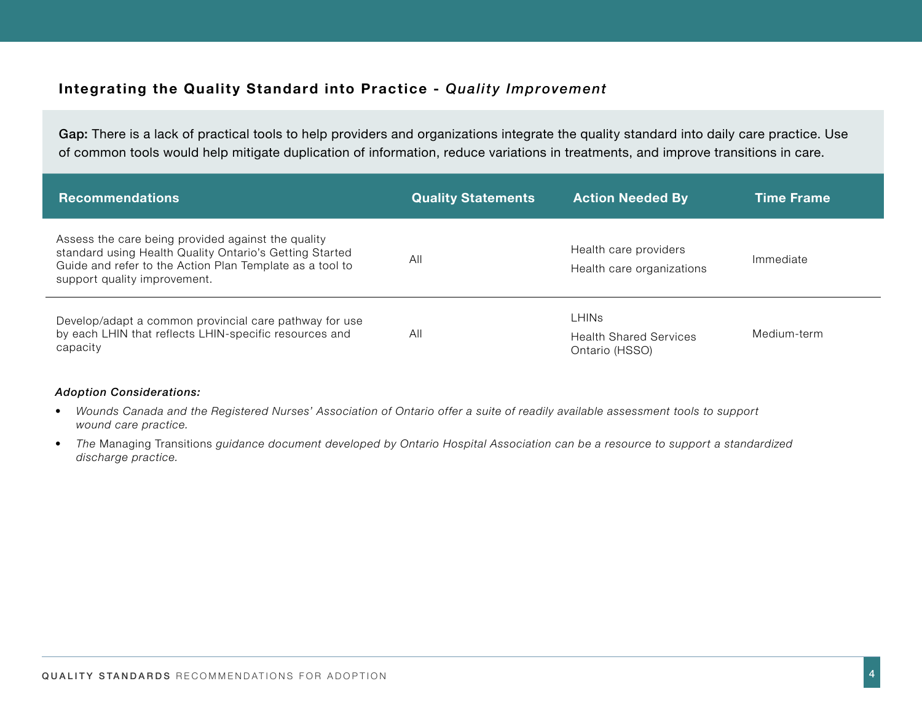### Integrating the Quality Standard into Practice - *Quality Improvement*

**Gap:** There is a lack of practical tools to help providers and organizations integrate the quality standard into daily care practice. Use of common tools would help mitigate duplication of information, reduce variations in treatments, and improve transitions in care.

| Recommendations | Quality Statements | Action Needed By | Time Frame |
|---|---|---|---|
| Assess the care being provided against the quality standard using Health Quality Ontario's Getting Started Guide and refer to the Action Plan Template as a tool to support quality improvement. | All | Health care providers<br>Health care organizations | Immediate |
| Develop/adapt a common provincial care pathway for use by each LHIN that reflects LHIN-specific resources and capacity | All | LHINs<br>Health Shared Services Ontario (HSSO) | Medium-term |

***Adoption Considerations:***

- *Wounds Canada and the Registered Nurses' Association of Ontario offer a suite of readily available assessment tools to support wound care practice.*
- *The* Managing Transitions *guidance document developed by Ontario Hospital Association can be a resource to support a standardized discharge practice.*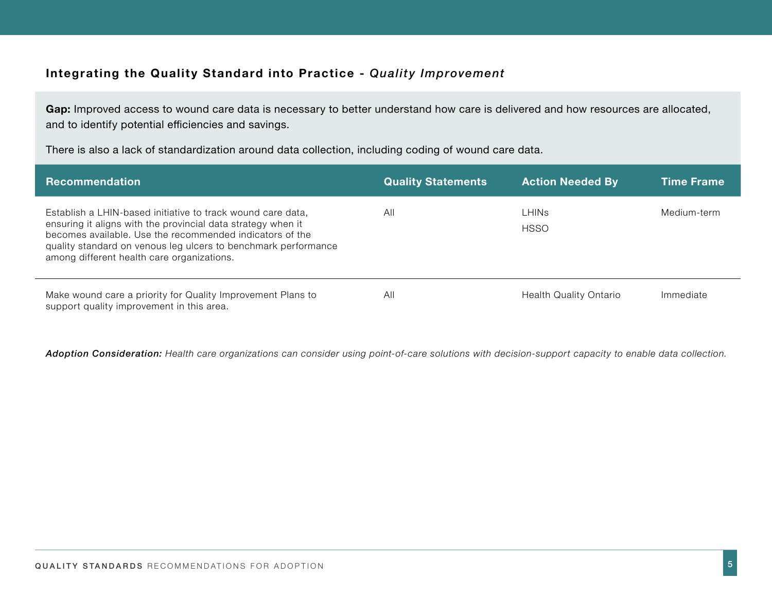### Integrating the Quality Standard into Practice - *Quality Improvement*

**Gap:** Improved access to wound care data is necessary to better understand how care is delivered and how resources are allocated, and to identify potential efficiencies and savings.

There is also a lack of standardization around data collection, including coding of wound care data.

| Recommendation | Quality Statements | Action Needed By | Time Frame |
|---|---|---|---|
| Establish a LHIN-based initiative to track wound care data, ensuring it aligns with the provincial data strategy when it becomes available. Use the recommended indicators of the quality standard on venous leg ulcers to benchmark performance among different health care organizations. | All | LHINs<br>HSSO | Medium-term |
| Make wound care a priority for Quality Improvement Plans to support quality improvement in this area. | All | Health Quality Ontario | Immediate |

***Adoption Consideration:*** *Health care organizations can consider using point-of-care solutions with decision-support capacity to enable data collection.*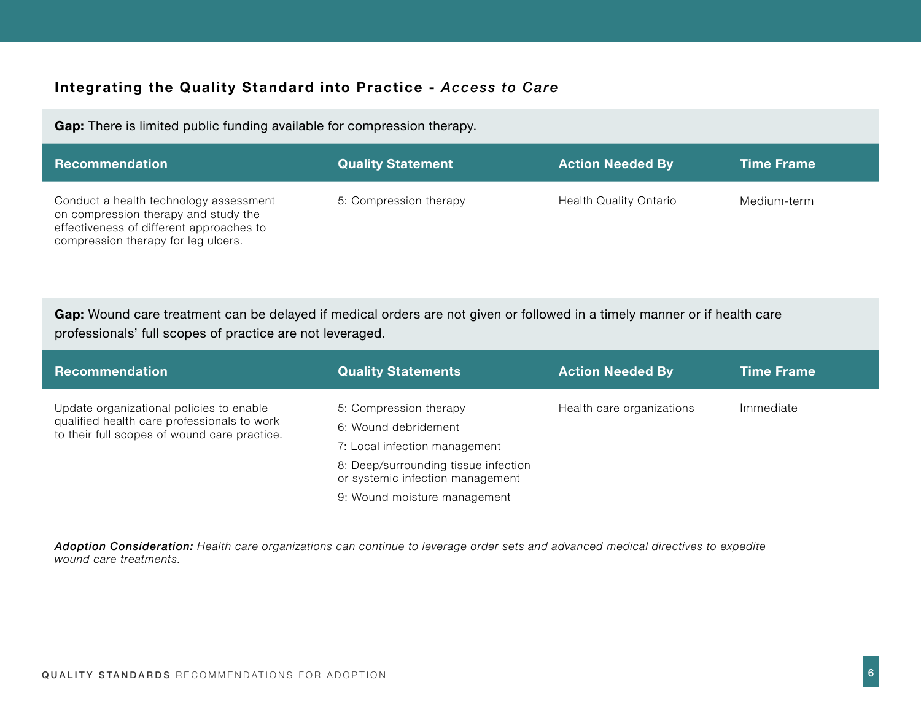### Integrating the Quality Standard into Practice - *Access to Care*

**Gap:** There is limited public funding available for compression therapy.

| Recommendation | Quality Statement | Action Needed By | Time Frame |
|---|---|---|---|
| Conduct a health technology assessment on compression therapy and study the effectiveness of different approaches to compression therapy for leg ulcers. | 5: Compression therapy | Health Quality Ontario | Medium-term |

**Gap:** Wound care treatment can be delayed if medical orders are not given or followed in a timely manner or if health care professionals' full scopes of practice are not leveraged.

| Recommendation | Quality Statements | Action Needed By | Time Frame |
|---|---|---|---|
| Update organizational policies to enable qualified health care professionals to work to their full scopes of wound care practice. | 5: Compression therapy<br>6: Wound debridement<br>7: Local infection management<br>8: Deep/surrounding tissue infection or systemic infection management<br>9: Wound moisture management | Health care organizations | Immediate |

***Adoption Consideration:*** *Health care organizations can continue to leverage order sets and advanced medical directives to expedite wound care treatments.*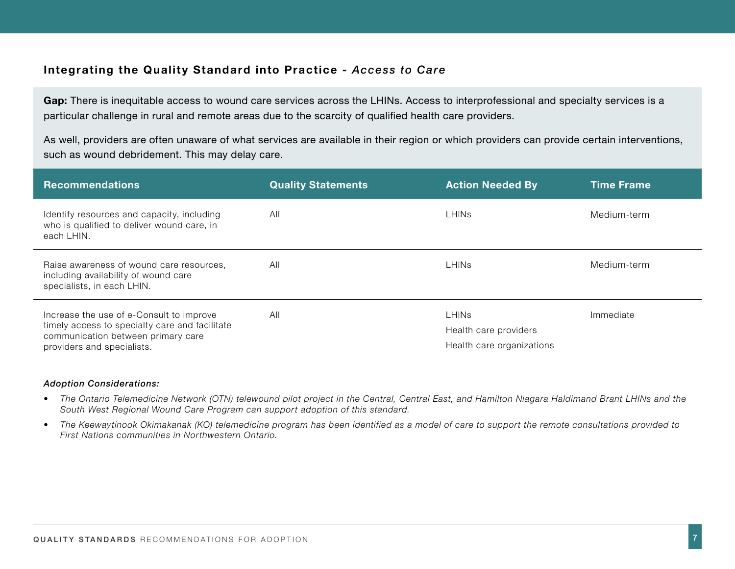### Integrating the Quality Standard into Practice - *Access to Care*

**Gap:** There is inequitable access to wound care services across the LHINs. Access to interprofessional and specialty services is a particular challenge in rural and remote areas due to the scarcity of qualified health care providers.

As well, providers are often unaware of what services are available in their region or which providers can provide certain interventions, such as wound debridement. This may delay care.

| Recommendations | Quality Statements | Action Needed By | Time Frame |
| --- | --- | --- | --- |
| Identify resources and capacity, including who is qualified to deliver wound care, in each LHIN. | All | LHINs | Medium-term |
| Raise awareness of wound care resources, including availability of wound care specialists, in each LHIN. | All | LHINs | Medium-term |
| Increase the use of e-Consult to improve timely access to specialty care and facilitate communication between primary care providers and specialists. | All | LHINs<br>Health care providers<br>Health care organizations | Immediate |

***Adoption Considerations:***

- *The Ontario Telemedicine Network (OTN) telewound pilot project in the Central, Central East, and Hamilton Niagara Haldimand Brant LHINs and the South West Regional Wound Care Program can support adoption of this standard.*
- *The Keewaytinook Okimakanak (KO) telemedicine program has been identified as a model of care to support the remote consultations provided to First Nations communities in Northwestern Ontario.*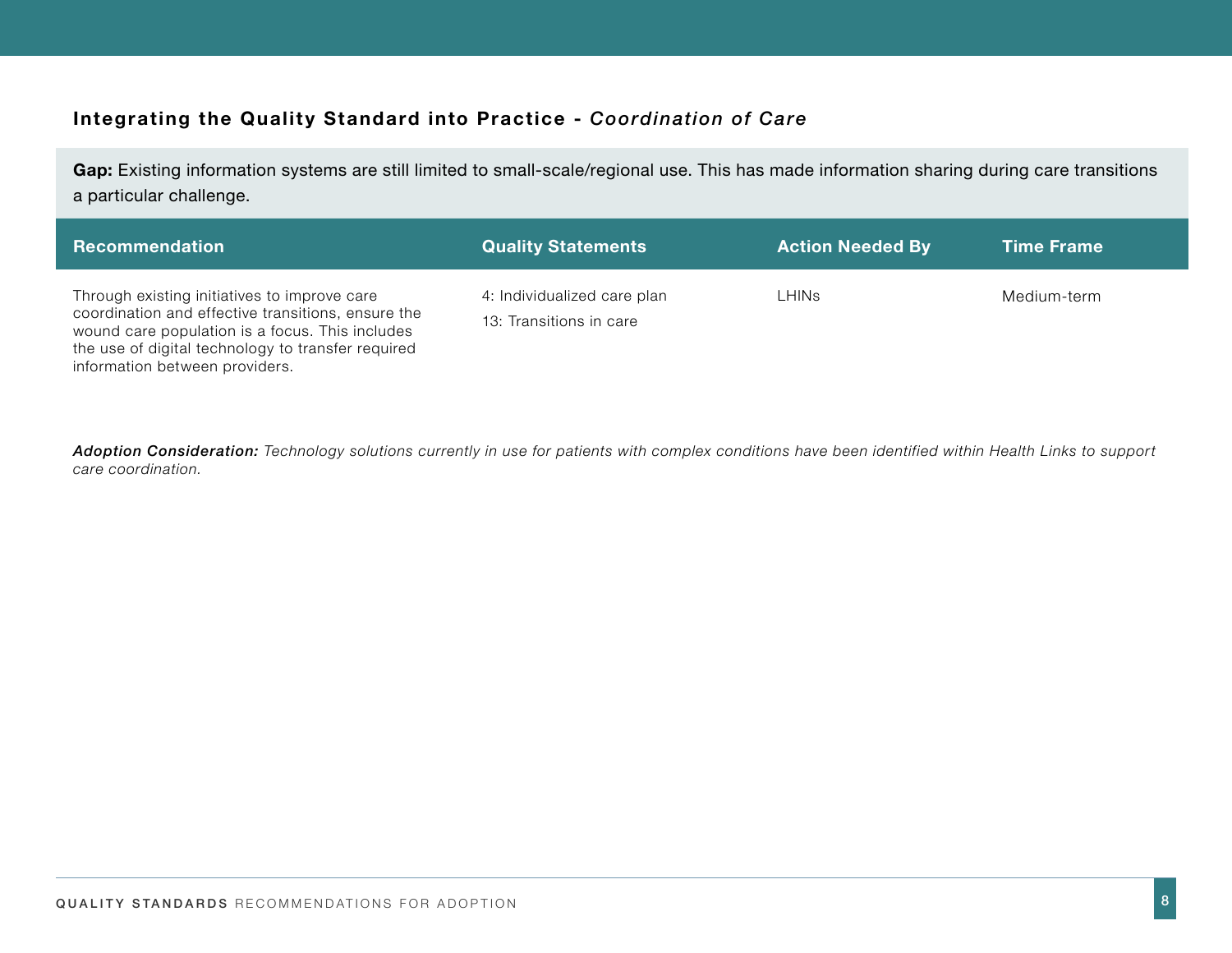### Integrating the Quality Standard into Practice - *Coordination of Care*

**Gap:** Existing information systems are still limited to small-scale/regional use. This has made information sharing during care transitions a particular challenge.

| Recommendation | Quality Statements | Action Needed By | Time Frame |
|---|---|---|---|
| Through existing initiatives to improve care coordination and effective transitions, ensure the wound care population is a focus. This includes the use of digital technology to transfer required information between providers. | 4: Individualized care plan<br>13: Transitions in care | LHINs | Medium-term |

***Adoption Consideration:*** *Technology solutions currently in use for patients with complex conditions have been identified within Health Links to support care coordination.*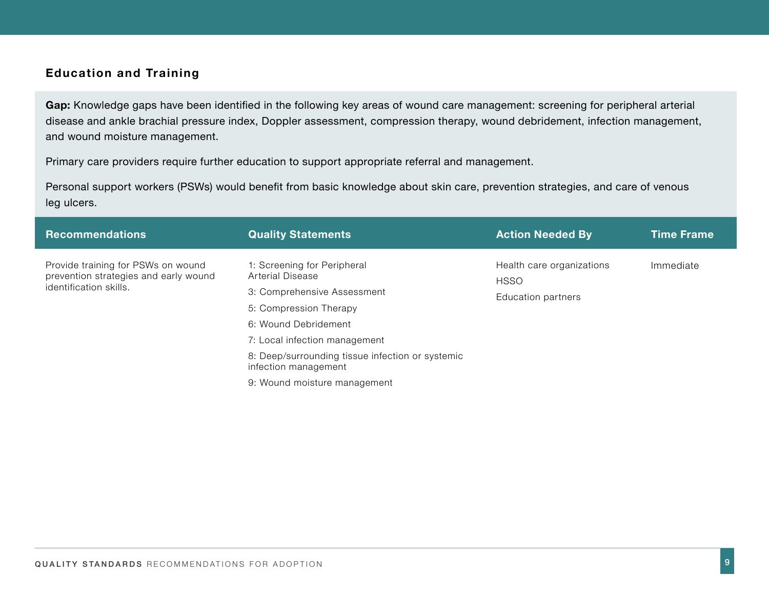## Education and Training

**Gap:** Knowledge gaps have been identified in the following key areas of wound care management: screening for peripheral arterial disease and ankle brachial pressure index, Doppler assessment, compression therapy, wound debridement, infection management, and wound moisture management.

Primary care providers require further education to support appropriate referral and management.

Personal support workers (PSWs) would benefit from basic knowledge about skin care, prevention strategies, and care of venous leg ulcers.

| Recommendations | Quality Statements | Action Needed By | Time Frame |
| --- | --- | --- | --- |
| Provide training for PSWs on wound prevention strategies and early wound identification skills. | 1: Screening for Peripheral Arterial Disease<br>3: Comprehensive Assessment<br>5: Compression Therapy<br>6: Wound Debridement<br>7: Local infection management<br>8: Deep/surrounding tissue infection or systemic infection management<br>9: Wound moisture management | Health care organizations<br>HSSO<br>Education partners | Immediate |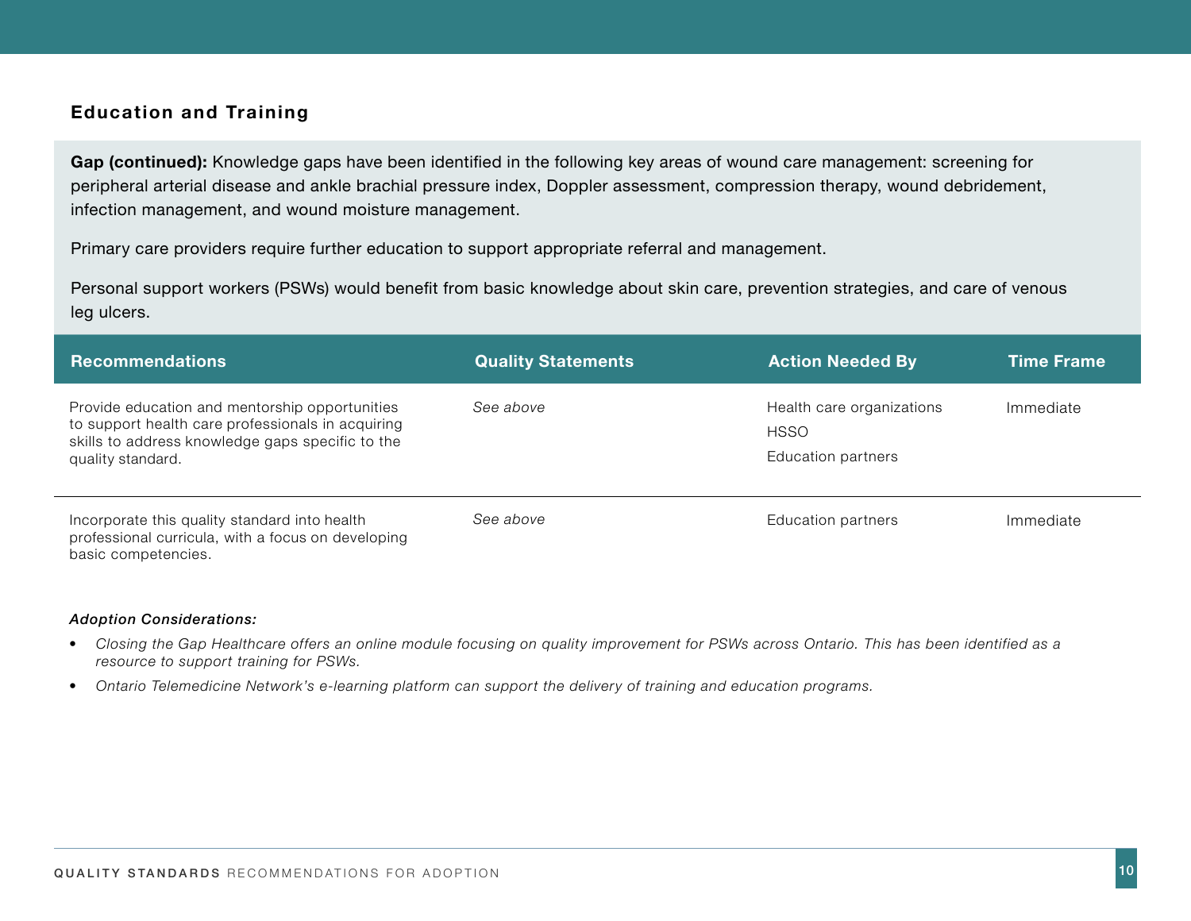## Education and Training

**Gap (continued):** Knowledge gaps have been identified in the following key areas of wound care management: screening for peripheral arterial disease and ankle brachial pressure index, Doppler assessment, compression therapy, wound debridement, infection management, and wound moisture management.

Primary care providers require further education to support appropriate referral and management.

Personal support workers (PSWs) would benefit from basic knowledge about skin care, prevention strategies, and care of venous leg ulcers.

| Recommendations | Quality Statements | Action Needed By | Time Frame |
|---|---|---|---|
| Provide education and mentorship opportunities to support health care professionals in acquiring skills to address knowledge gaps specific to the quality standard. | *See above* | Health care organizations<br>HSSO<br>Education partners | Immediate |
| Incorporate this quality standard into health professional curricula, with a focus on developing basic competencies. | *See above* | Education partners | Immediate |

***Adoption Considerations:***

- *Closing the Gap Healthcare offers an online module focusing on quality improvement for PSWs across Ontario. This has been identified as a resource to support training for PSWs.*
- *Ontario Telemedicine Network's e-learning platform can support the delivery of training and education programs.*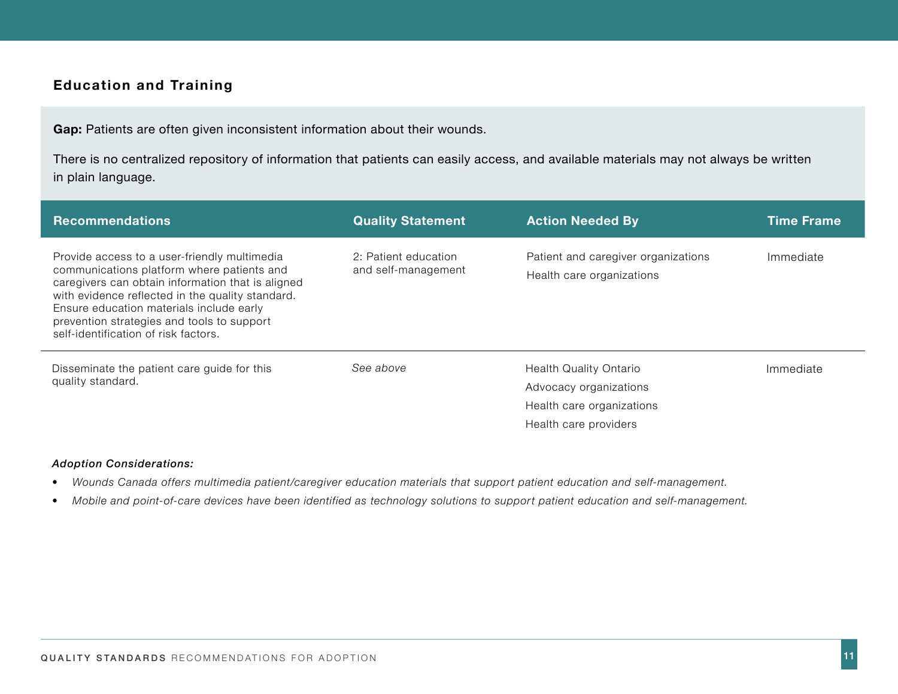## Education and Training

**Gap:** Patients are often given inconsistent information about their wounds.

There is no centralized repository of information that patients can easily access, and available materials may not always be written in plain language.

| Recommendations | Quality Statement | Action Needed By | Time Frame |
|---|---|---|---|
| Provide access to a user-friendly multimedia communications platform where patients and caregivers can obtain information that is aligned with evidence reflected in the quality standard. Ensure education materials include early prevention strategies and tools to support self-identification of risk factors. | 2: Patient education and self-management | Patient and caregiver organizations<br>Health care organizations | Immediate |
| Disseminate the patient care guide for this quality standard. | *See above* | Health Quality Ontario<br>Advocacy organizations<br>Health care organizations<br>Health care providers | Immediate |

***Adoption Considerations:***

- *Wounds Canada offers multimedia patient/caregiver education materials that support patient education and self-management.*
- *Mobile and point-of-care devices have been identified as technology solutions to support patient education and self-management.*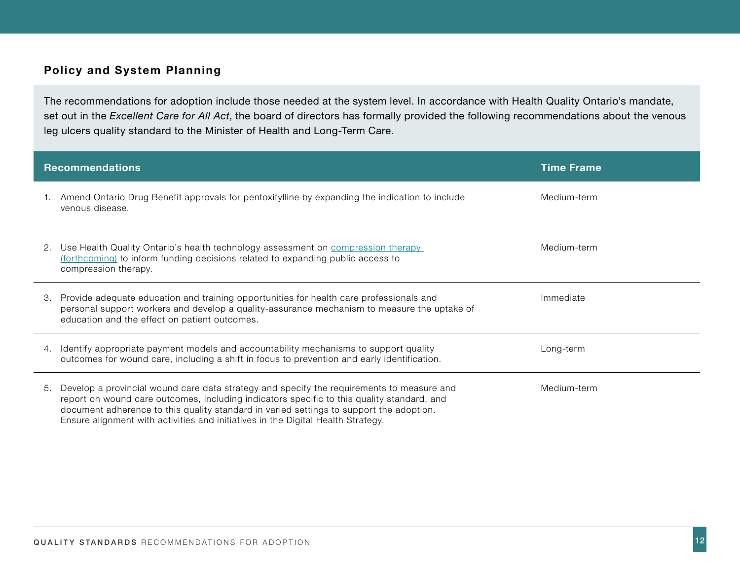## Policy and System Planning

The recommendations for adoption include those needed at the system level. In accordance with Health Quality Ontario's mandate, set out in the *Excellent Care for All Act*, the board of directors has formally provided the following recommendations about the venous leg ulcers quality standard to the Minister of Health and Long-Term Care.

| Recommendations | Time Frame |
| --- | --- |
| 1. Amend Ontario Drug Benefit approvals for pentoxifylline by expanding the indication to include venous disease. | Medium-term |
| 2. Use Health Quality Ontario's health technology assessment on compression therapy (forthcoming) to inform funding decisions related to expanding public access to compression therapy. | Medium-term |
| 3. Provide adequate education and training opportunities for health care professionals and personal support workers and develop a quality-assurance mechanism to measure the uptake of education and the effect on patient outcomes. | Immediate |
| 4. Identify appropriate payment models and accountability mechanisms to support quality outcomes for wound care, including a shift in focus to prevention and early identification. | Long-term |
| 5. Develop a provincial wound care data strategy and specify the requirements to measure and report on wound care outcomes, including indicators specific to this quality standard, and document adherence to this quality standard in varied settings to support the adoption. Ensure alignment with activities and initiatives in the Digital Health Strategy. | Medium-term |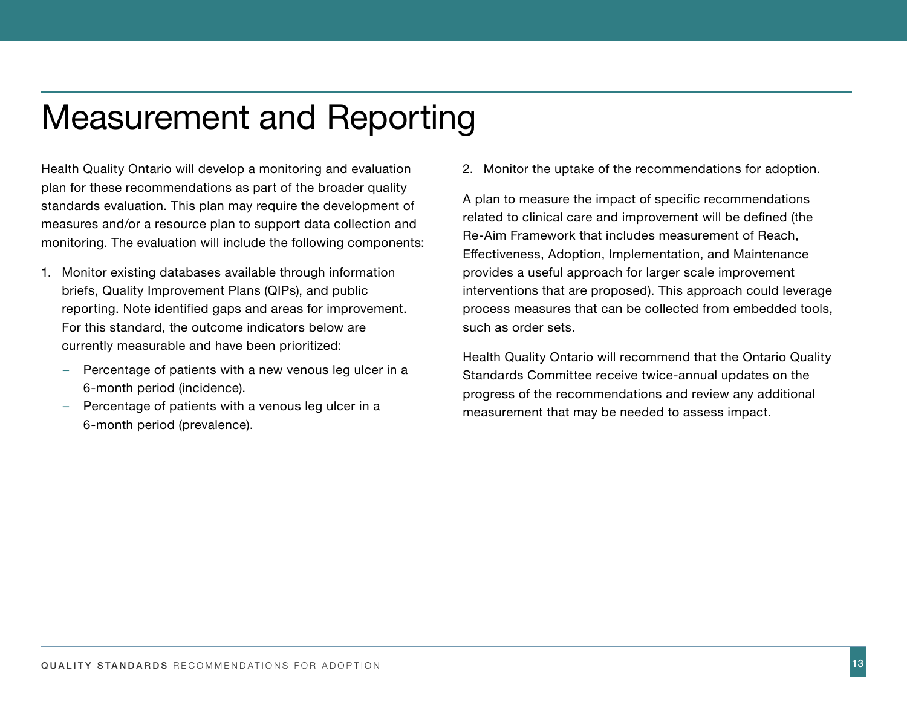# Measurement and Reporting

Health Quality Ontario will develop a monitoring and evaluation plan for these recommendations as part of the broader quality standards evaluation. This plan may require the development of measures and/or a resource plan to support data collection and monitoring. The evaluation will include the following components:

1. Monitor existing databases available through information briefs, Quality Improvement Plans (QIPs), and public reporting. Note identified gaps and areas for improvement. For this standard, the outcome indicators below are currently measurable and have been prioritized:
   - Percentage of patients with a new venous leg ulcer in a 6-month period (incidence).
   - Percentage of patients with a venous leg ulcer in a 6-month period (prevalence).
2. Monitor the uptake of the recommendations for adoption.

A plan to measure the impact of specific recommendations related to clinical care and improvement will be defined (the Re-Aim Framework that includes measurement of Reach, Effectiveness, Adoption, Implementation, and Maintenance provides a useful approach for larger scale improvement interventions that are proposed). This approach could leverage process measures that can be collected from embedded tools, such as order sets.

Health Quality Ontario will recommend that the Ontario Quality Standards Committee receive twice-annual updates on the progress of the recommendations and review any additional measurement that may be needed to assess impact.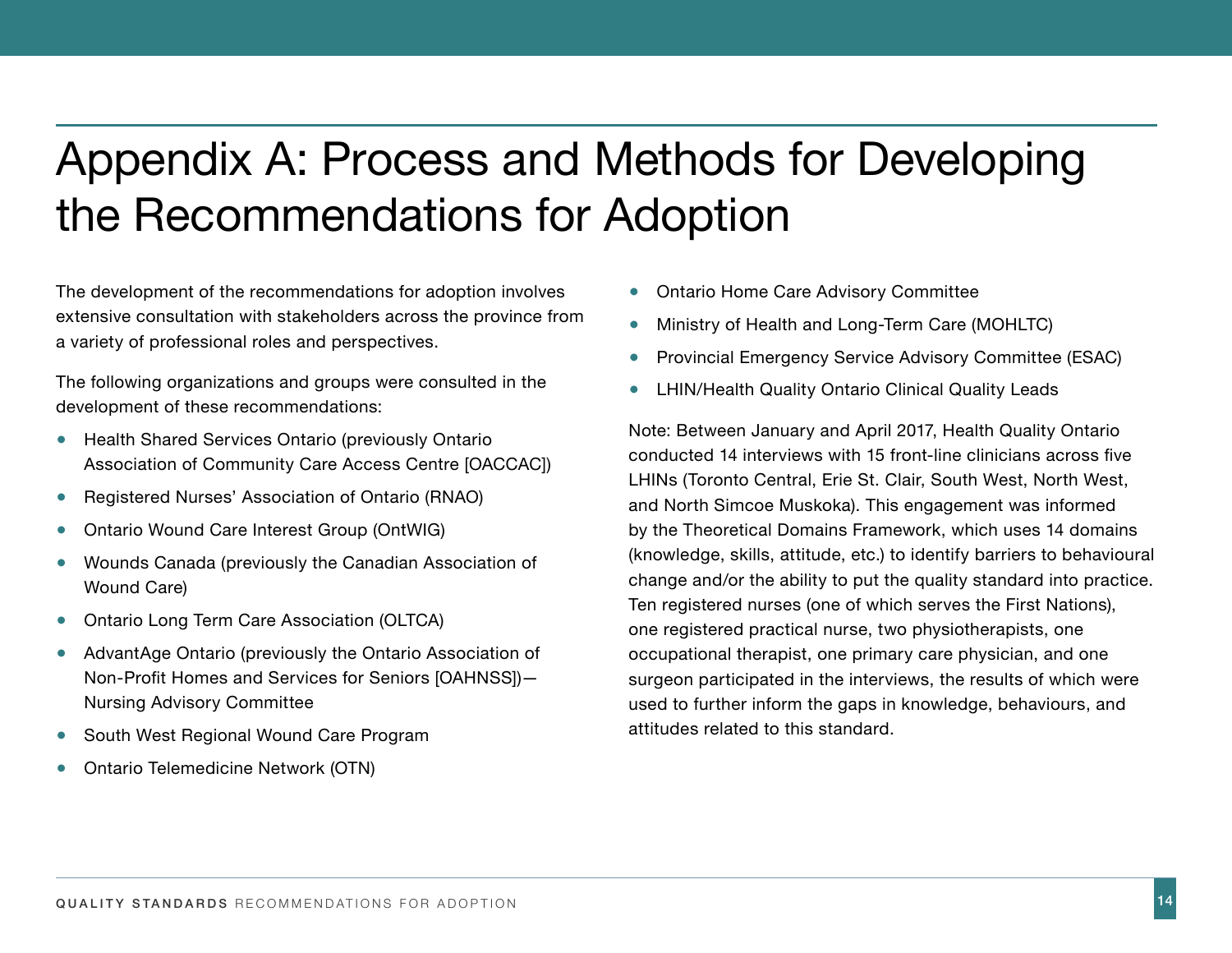# Appendix A: Process and Methods for Developing the Recommendations for Adoption

The development of the recommendations for adoption involves extensive consultation with stakeholders across the province from a variety of professional roles and perspectives.

The following organizations and groups were consulted in the development of these recommendations:

- Health Shared Services Ontario (previously Ontario Association of Community Care Access Centre [OACCAC])
- Registered Nurses' Association of Ontario (RNAO)
- Ontario Wound Care Interest Group (OntWIG)
- Wounds Canada (previously the Canadian Association of Wound Care)
- Ontario Long Term Care Association (OLTCA)
- AdvantAge Ontario (previously the Ontario Association of Non-Profit Homes and Services for Seniors [OAHNSS])—Nursing Advisory Committee
- South West Regional Wound Care Program
- Ontario Telemedicine Network (OTN)
- Ontario Home Care Advisory Committee
- Ministry of Health and Long-Term Care (MOHLTC)
- Provincial Emergency Service Advisory Committee (ESAC)
- LHIN/Health Quality Ontario Clinical Quality Leads

Note: Between January and April 2017, Health Quality Ontario conducted 14 interviews with 15 front-line clinicians across five LHINs (Toronto Central, Erie St. Clair, South West, North West, and North Simcoe Muskoka). This engagement was informed by the Theoretical Domains Framework, which uses 14 domains (knowledge, skills, attitude, etc.) to identify barriers to behavioural change and/or the ability to put the quality standard into practice. Ten registered nurses (one of which serves the First Nations), one registered practical nurse, two physiotherapists, one occupational therapist, one primary care physician, and one surgeon participated in the interviews, the results of which were used to further inform the gaps in knowledge, behaviours, and attitudes related to this standard.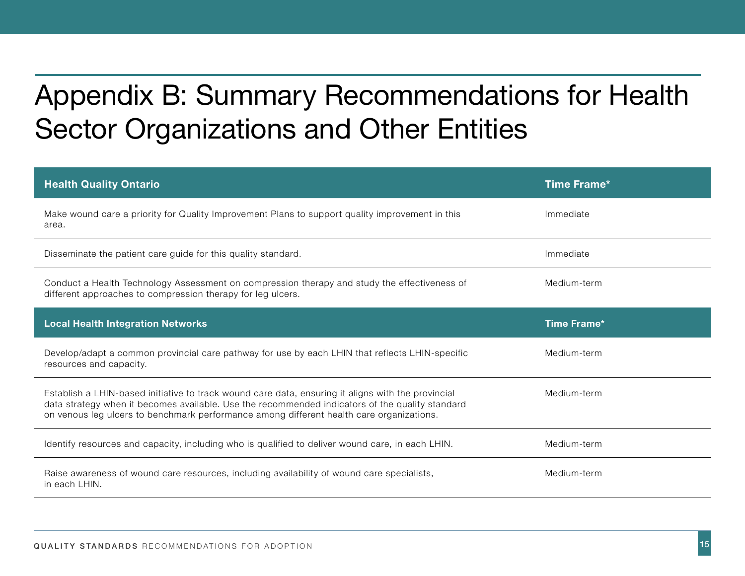# Appendix B: Summary Recommendations for Health Sector Organizations and Other Entities

| Health Quality Ontario | Time Frame* |
| --- | --- |
| Make wound care a priority for Quality Improvement Plans to support quality improvement in this area. | Immediate |
| Disseminate the patient care guide for this quality standard. | Immediate |
| Conduct a Health Technology Assessment on compression therapy and study the effectiveness of different approaches to compression therapy for leg ulcers. | Medium-term |
| **Local Health Integration Networks** | **Time Frame*** |
| Develop/adapt a common provincial care pathway for use by each LHIN that reflects LHIN-specific resources and capacity. | Medium-term |
| Establish a LHIN-based initiative to track wound care data, ensuring it aligns with the provincial data strategy when it becomes available. Use the recommended indicators of the quality standard on venous leg ulcers to benchmark performance among different health care organizations. | Medium-term |
| Identify resources and capacity, including who is qualified to deliver wound care, in each LHIN. | Medium-term |
| Raise awareness of wound care resources, including availability of wound care specialists, in each LHIN. | Medium-term |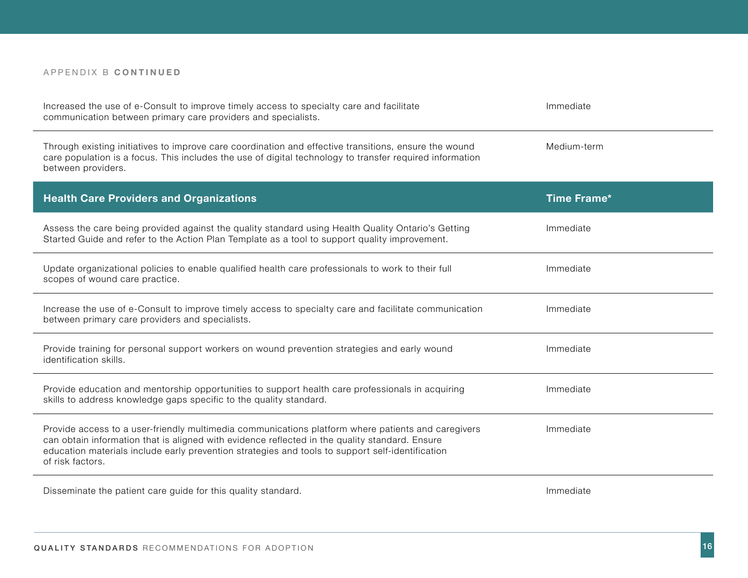APPENDIX B **CONTINUED**

| | |
|---|---|
| Increased the use of e-Consult to improve timely access to specialty care and facilitate communication between primary care providers and specialists. | Immediate |
| Through existing initiatives to improve care coordination and effective transitions, ensure the wound care population is a focus. This includes the use of digital technology to transfer required information between providers. | Medium-term |

| Health Care Providers and Organizations | Time Frame* |
|---|---|
| Assess the care being provided against the quality standard using Health Quality Ontario's Getting Started Guide and refer to the Action Plan Template as a tool to support quality improvement. | Immediate |
| Update organizational policies to enable qualified health care professionals to work to their full scopes of wound care practice. | Immediate |
| Increase the use of e-Consult to improve timely access to specialty care and facilitate communication between primary care providers and specialists. | Immediate |
| Provide training for personal support workers on wound prevention strategies and early wound identification skills. | Immediate |
| Provide education and mentorship opportunities to support health care professionals in acquiring skills to address knowledge gaps specific to the quality standard. | Immediate |
| Provide access to a user-friendly multimedia communications platform where patients and caregivers can obtain information that is aligned with evidence reflected in the quality standard. Ensure education materials include early prevention strategies and tools to support self-identification of risk factors. | Immediate |
| Disseminate the patient care guide for this quality standard. | Immediate |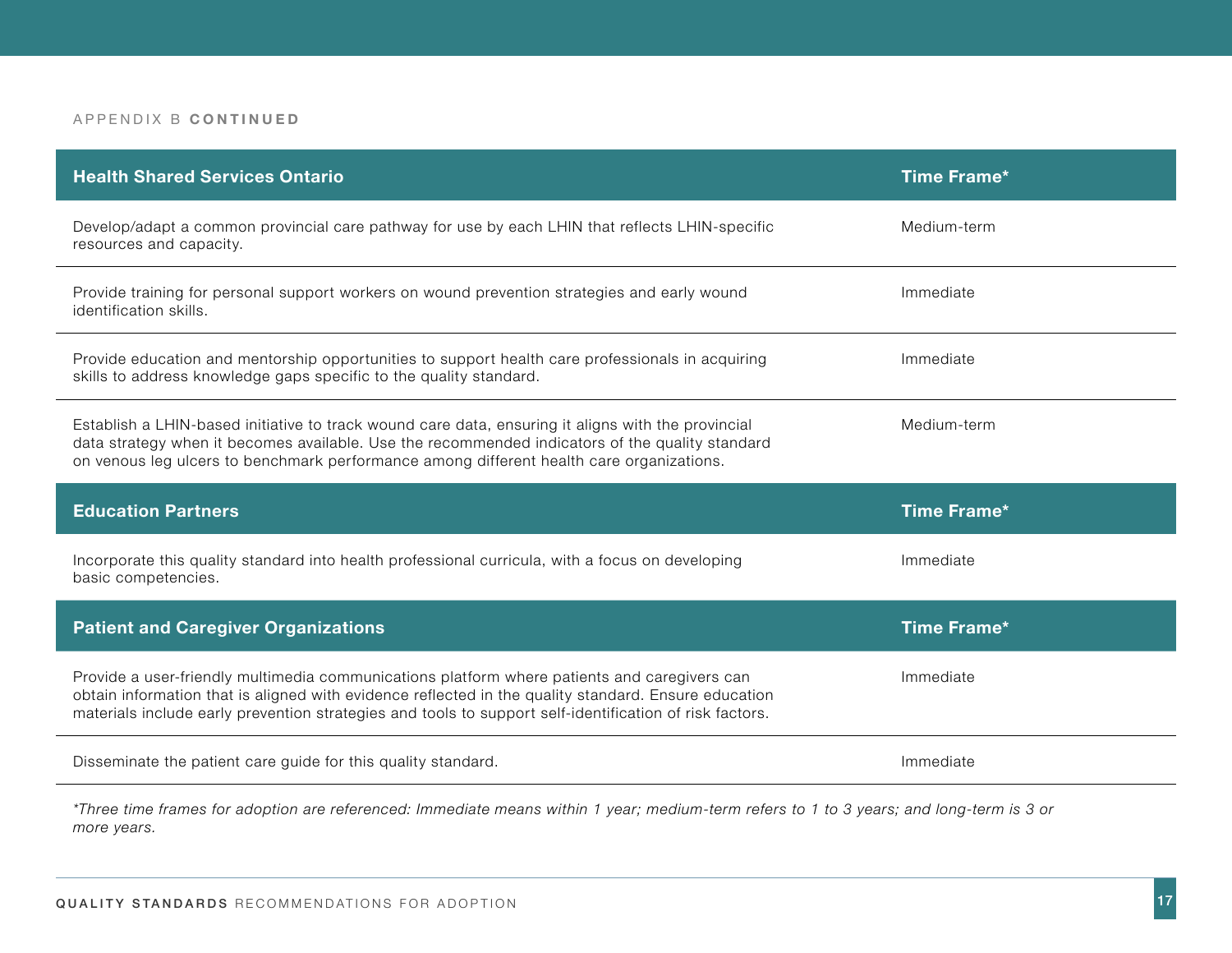APPENDIX B **CONTINUED**

| Health Shared Services Ontario | Time Frame* |
| --- | --- |
| Develop/adapt a common provincial care pathway for use by each LHIN that reflects LHIN-specific resources and capacity. | Medium-term |
| Provide training for personal support workers on wound prevention strategies and early wound identification skills. | Immediate |
| Provide education and mentorship opportunities to support health care professionals in acquiring skills to address knowledge gaps specific to the quality standard. | Immediate |
| Establish a LHIN-based initiative to track wound care data, ensuring it aligns with the provincial data strategy when it becomes available. Use the recommended indicators of the quality standard on venous leg ulcers to benchmark performance among different health care organizations. | Medium-term |

| Education Partners | Time Frame* |
| --- | --- |
| Incorporate this quality standard into health professional curricula, with a focus on developing basic competencies. | Immediate |

| Patient and Caregiver Organizations | Time Frame* |
| --- | --- |
| Provide a user-friendly multimedia communications platform where patients and caregivers can obtain information that is aligned with evidence reflected in the quality standard. Ensure education materials include early prevention strategies and tools to support self-identification of risk factors. | Immediate |
| Disseminate the patient care guide for this quality standard. | Immediate |

*\*Three time frames for adoption are referenced: Immediate means within 1 year; medium-term refers to 1 to 3 years; and long-term is 3 or more years.*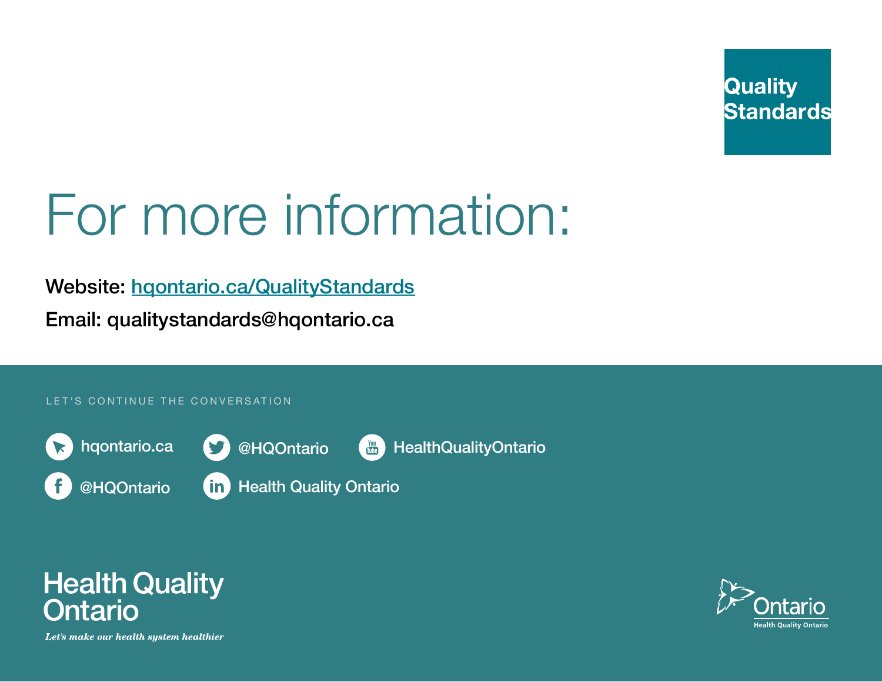Quality Standards

# For more information:

Website: [hqontario.ca/QualityStandards](hqontario.ca/QualityStandards)

Email: qualitystandards@hqontario.ca

LET'S CONTINUE THE CONVERSATION

hqontario.ca

@HQOntario

HealthQualityOntario

@HQOntario

Health Quality Ontario

Health Quality Ontario

*Let's make our health system healthier*

Ontario

Health Quality Ontario